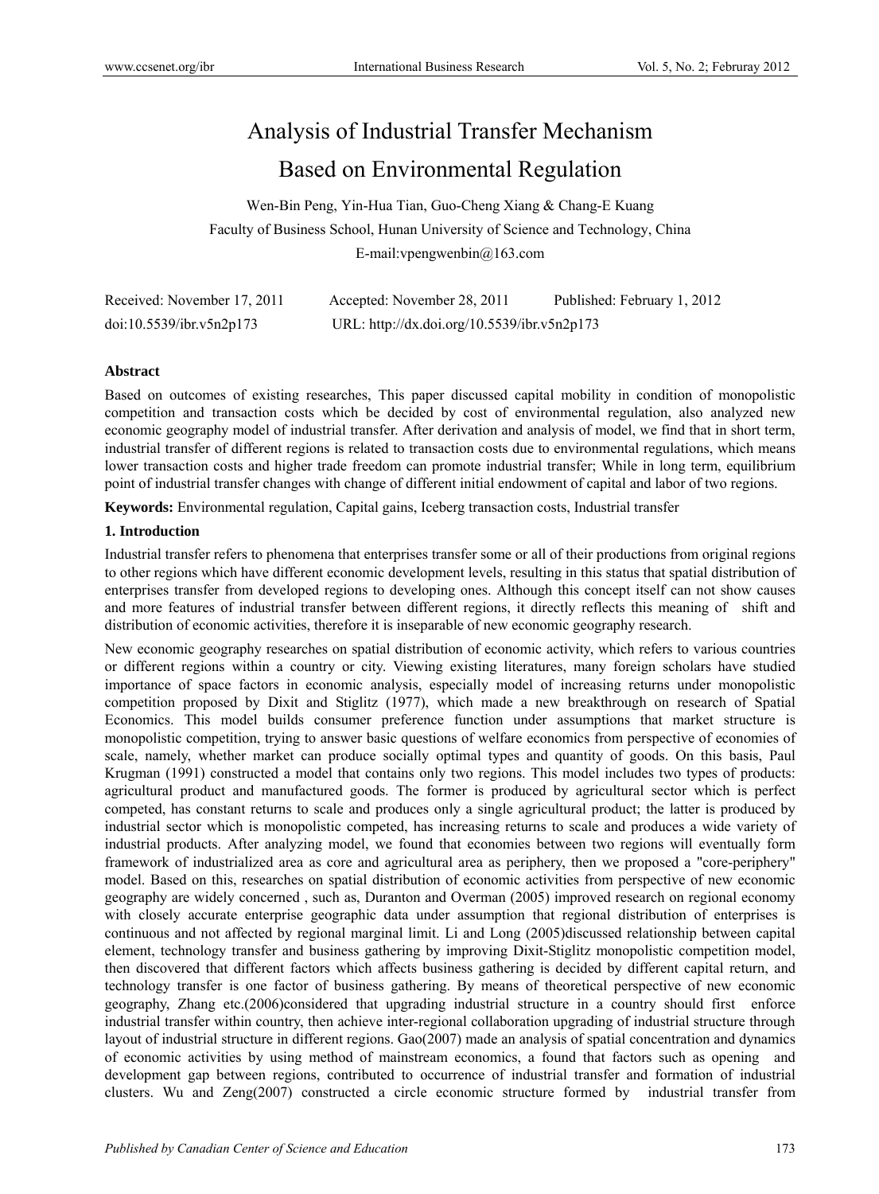# Analysis of Industrial Transfer Mechanism Based on Environmental Regulation

Wen-Bin Peng, Yin-Hua Tian, Guo-Cheng Xiang & Chang-E Kuang

Faculty of Business School, Hunan University of Science and Technology, China

E-mail:vpengwenbin@163.com

Received: November 17, 2011 Accepted: November 28, 2011 Published: February 1, 2012

doi:10.5539/ibr.v5n2p173 URL: http://dx.doi.org/10.5539/ibr.v5n2p173

**Abstract**

Based on outcomes of existing researches, This paper discussed capital mobility in condition of monopolistic competition and transaction costs which be decided by cost of environmental regulation, also analyzed new economic geography model of industrial transfer. After derivation and analysis of model, we find that in short term, industrial transfer of different regions is related to transaction costs due to environmental regulations, which means lower transaction costs and higher trade freedom can promote industrial transfer; While in long term, equilibrium point of industrial transfer changes with change of different initial endowment of capital and labor of two regions.

**Keywords:** Environmental regulation, Capital gains, Iceberg transaction costs, Industrial transfer

## 1. Introduction

Industrial transfer refers to phenomena that enterprises transfer some or all of their productions from original regions to other regions which have different economic development levels, resulting in this status that spatial distribution of enterprises transfer from developed regions to developing ones. Although this concept itself can not show causes and more features of industrial transfer between different regions, it directly reflects this meaning of shift and distribution of economic activities, therefore it is inseparable of new economic geography research.

New economic geography researches on spatial distribution of economic activity, which refers to various countries or different regions within a country or city. Viewing existing literatures, many foreign scholars have studied importance of space factors in economic analysis, especially model of increasing returns under monopolistic competition proposed by Dixit and Stiglitz (1977), which made a new breakthrough on research of Spatial Economics. This model builds consumer preference function under assumptions that market structure is monopolistic competition, trying to answer basic questions of welfare economics from perspective of economies of scale, namely, whether market can produce socially optimal types and quantity of goods. On this basis, Paul Krugman (1991) constructed a model that contains only two regions. This model includes two types of products: agricultural product and manufactured goods. The former is produced by agricultural sector which is perfect competed, has constant returns to scale and produces only a single agricultural product; the latter is produced by industrial sector which is monopolistic competed, has increasing returns to scale and produces a wide variety of industrial products. After analyzing model, we found that economies between two regions will eventually form framework of industrialized area as core and agricultural area as periphery, then we proposed a "core-periphery" model. Based on this, researches on spatial distribution of economic activities from perspective of new economic geography are widely concerned , such as, Duranton and Overman (2005) improved research on regional economy with closely accurate enterprise geographic data under assumption that regional distribution of enterprises is continuous and not affected by regional marginal limit. Li and Long (2005)discussed relationship between capital element, technology transfer and business gathering by improving Dixit-Stiglitz monopolistic competition model, then discovered that different factors which affects business gathering is decided by different capital return, and technology transfer is one factor of business gathering. By means of theoretical perspective of new economic geography, Zhang etc.(2006)considered that upgrading industrial structure in a country should first enforce industrial transfer within country, then achieve inter-regional collaboration upgrading of industrial structure through layout of industrial structure in different regions. Gao(2007) made an analysis of spatial concentration and dynamics of economic activities by using method of mainstream economics, a found that factors such as opening and development gap between regions, contributed to occurrence of industrial transfer and formation of industrial clusters. Wu and Zeng(2007) constructed a circle economic structure formed by industrial transfer from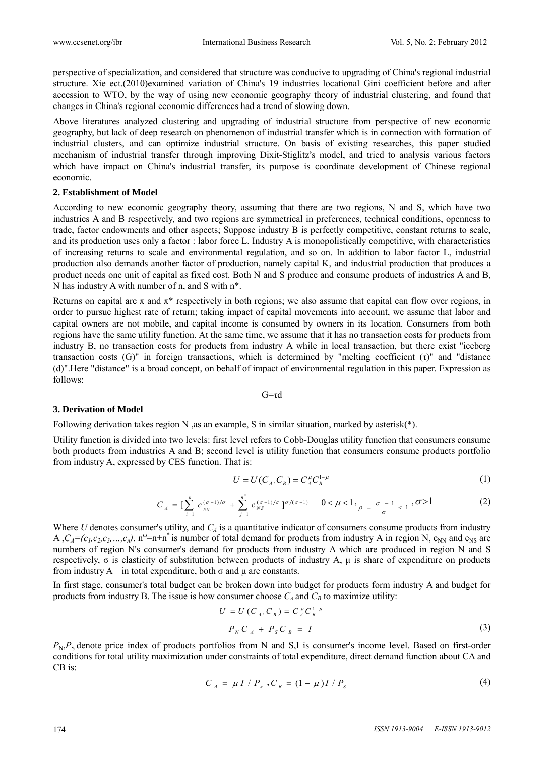perspective of specialization, and considered that structure was conducive to upgrading of China's regional industrial structure. Xie ect.(2010)examined variation of China's 19 industries locational Gini coefficient before and after accession to WTO, by the way of using new economic geography theory of industrial clustering, and found that changes in China's regional economic differences had a trend of slowing down.

Above literatures analyzed clustering and upgrading of industrial structure from perspective of new economic geography, but lack of deep research on phenomenon of industrial transfer which is in connection with formation of industrial clusters, and can optimize industrial structure. On basis of existing researches, this paper studied mechanism of industrial transfer through improving Dixit-Stiglitz's model, and tried to analysis various factors which have impact on China's industrial transfer, its purpose is coordinate development of Chinese regional economic.

## 2. Establishment of Model

According to new economic geography theory, assuming that there are two regions, N and S, which have two industries A and B respectively, and two regions are symmetrical in preferences, technical conditions, openness to trade, factor endowments and other aspects; Suppose industry B is perfectly competitive, constant returns to scale, and its production uses only a factor : labor force L. Industry A is monopolistically competitive, with characteristics of increasing returns to scale and environmental regulation, and so on. In addition to labor factor L, industrial production also demands another factor of production, namely capital K, and industrial production that produces a product needs one unit of capital as fixed cost. Both N and S produce and consume products of industries A and B, N has industry A with number of n, and S with n*.

Returns on capital are π and π* respectively in both regions; we also assume that capital can flow over regions, in order to pursue highest rate of return; taking impact of capital movements into account, we assume that labor and capital owners are not mobile, and capital income is consumed by owners in its location. Consumers from both regions have the same utility function. At the same time, we assume that it has no transaction costs for products from industry B, no transaction costs for products from industry A while in local transaction, but there exist "iceberg transaction costs (G)" in foreign transactions, which is determined by "melting coefficient (τ)" and "distance (d)".Here "distance" is a broad concept, on behalf of impact of environmental regulation in this paper. Expression as follows:

$$G=\tau d$$

## 3. Derivation of Model

Following derivation takes region N ,as an example, S in similar situation, marked by asterisk(*).

Utility function is divided into two levels: first level refers to Cobb-Douglas utility function that consumers consume both products from industries A and B; second level is utility function that consumers consume products portfolio from industry A, expressed by CES function. That is:

$$U = U(C_A, C_B) = C_A^{\mu} C_B^{1-\mu} \tag{1}$$

$$C_A = [\sum_{i=1}^{n} c_{NN}^{(\sigma-1)/\sigma} + \sum_{j=1}^{n^*} c_{NS}^{(\sigma-1)/\sigma}]^{\sigma/(\sigma-1)} \quad 0<\mu<1, \ \rho = \frac{\sigma-1}{\sigma} < 1, \ \sigma>1 \tag{2}$$

Where $U$ denotes consumer's utility, and $C_A$ is a quantitative indicator of consumers consume products from industry A ,$C_A=(c_1,c_2,c_3,\ldots,c_n)$. $n^{\omega}=n+n^*$ is number of total demand for products from industry A in region N, $c_{NN}$ and $c_{NS}$ are numbers of region N's consumer's demand for products from industry A which are produced in region N and S respectively, σ is elasticity of substitution between products of industry A, μ is share of expenditure on products from industry A in total expenditure, both σ and μ are constants.

In first stage, consumer's total budget can be broken down into budget for products form industry A and budget for products from industry B. The issue is how consumer choose $C_A$ and $C_B$ to maximize utility:

$$U = U(C_A, C_B) = C_A^{\mu} C_B^{1-\mu}$$

$$P_N C_A + P_S C_B = I \tag{3}$$

$P_N$,$P_S$ denote price index of products portfolios from N and S,I is consumer's income level. Based on first-order conditions for total utility maximization under constraints of total expenditure, direct demand function about CA and CB is:

$$C_A = \mu I / P_N, \ C_B = (1-\mu) I / P_S \tag{4}$$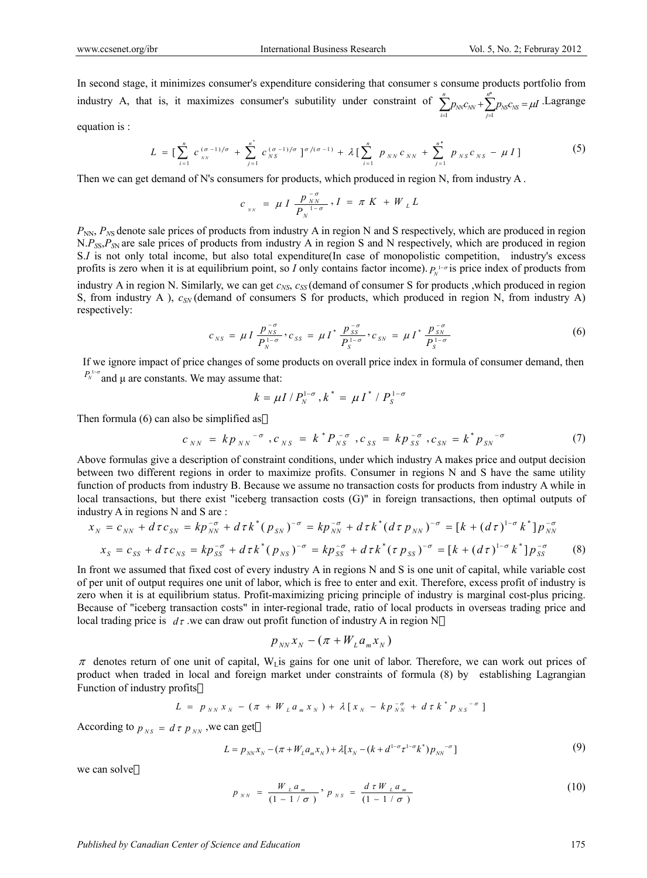In second stage, it minimizes consumer's expenditure considering that consumer s consume products portfolio from industry A, that is, it maximizes consumer's subutility under constraint of $\sum_{i=1}^{n} p_{NN}c_{NN} + \sum_{j=1}^{n^*} p_{NS}c_{NS} = \mu I$ .Lagrange equation is :

$$L = [\sum_{i=1}^{n} c_{NN}^{(\sigma-1)/\sigma} + \sum_{j=1}^{n^*} c_{NS}^{(\sigma-1)/\sigma}]^{\sigma/(\sigma-1)} + \lambda[\sum_{i=1}^{n} p_{NN}c_{NN} + \sum_{j=1}^{n^*} p_{NS}c_{NS} - \mu I] \tag{5}$$

Then we can get demand of N's consumers for products, which produced in region N, from industry A .

$$c_{NN} = \mu I \frac{p_{NN}^{-\sigma}}{P_N^{1-\sigma}}, I = \pi K + W_L L$$

$P_{NN}$, $P_{NS}$ denote sale prices of products from industry A in region N and S respectively, which are produced in region N.$P_{SS}$,$P_{SN}$ are sale prices of products from industry A in region S and N respectively, which are produced in region S.$I$ is not only total income, but also total expenditure(In case of monopolistic competition, industry's excess profits is zero when it is at equilibrium point, so $I$ only contains factor income). $P_N^{1-\sigma}$ is price index of products from industry A in region N. Similarly, we can get $c_{NS}$, $c_{SS}$ (demand of consumer S for products ,which produced in region S, from industry A ), $c_{SN}$ (demand of consumers S for products, which produced in region N, from industry A) respectively:

$$c_{NS} = \mu I \frac{p_{NS}^{-\sigma}}{P_N^{1-\sigma}}, c_{SS} = \mu I^* \frac{p_{SS}^{-\sigma}}{P_S^{1-\sigma}}, c_{SN} = \mu I^* \frac{p_{SN}^{-\sigma}}{P_S^{1-\sigma}} \tag{6}$$

If we ignore impact of price changes of some products on overall price index in formula of consumer demand, then $P_N^{1-\sigma}$ and μ are constants. We may assume that:

$$k = \mu I / P_N^{1-\sigma}, k^* = \mu I^* / P_S^{1-\sigma}$$

Then formula (6) can also be simplified as：

$$c_{NN} = kp_{NN}^{-\sigma}, c_{NS} = k^* P_{NS}^{-\sigma}, c_{SS} = kp_{SS}^{-\sigma}, c_{SN} = k^* p_{SN}^{-\sigma} \tag{7}$$

Above formulas give a description of constraint conditions, under which industry A makes price and output decision between two different regions in order to maximize profits. Consumer in regions N and S have the same utility function of products from industry B. Because we assume no transaction costs for products from industry A while in local transactions, but there exist "iceberg transaction costs (G)" in foreign transactions, then optimal outputs of industry A in regions N and S are :

$$x_N = c_{NN} + d\tau c_{SN} = kp_{NN}^{-\sigma} + d\tau k^*(p_{SN})^{-\sigma} = kp_{NN}^{-\sigma} + d\tau k^*(d\tau p_{NN})^{-\sigma} = [k + (d\tau)^{1-\sigma} k^*] p_{NN}^{-\sigma}$$

$$x_S = c_{SS} + d\tau c_{NS} = kp_{SS}^{-\sigma} + d\tau k^*(p_{NS})^{-\sigma} = kp_{SS}^{-\sigma} + d\tau k^*(\tau p_{SS})^{-\sigma} = [k + (d\tau)^{1-\sigma} k^*] p_{SS}^{-\sigma} \tag{8}$$

In front we assumed that fixed cost of every industry A in regions N and S is one unit of capital, while variable cost of per unit of output requires one unit of labor, which is free to enter and exit. Therefore, excess profit of industry is zero when it is at equilibrium status. Profit-maximizing pricing principle of industry is marginal cost-plus pricing. Because of "iceberg transaction costs" in inter-regional trade, ratio of local products in overseas trading price and local trading price is $d\tau$ .we can draw out profit function of industry A in region N：

$$p_{NN}x_N - (\pi + W_L a_m x_N)$$

$\pi$ denotes return of one unit of capital, $W_L$is gains for one unit of labor. Therefore, we can work out prices of product when traded in local and foreign market under constraints of formula (8) by establishing Lagrangian Function of industry profits：

$$L = p_{NN}x_N - (\pi + W_L a_m x_N) + \lambda[x_N - kp_{NN}^{-\sigma} + d\tau k^* p_{NS}^{-\sigma}]$$

According to $p_{NS} = d\tau p_{NN}$ ,we can get：

$$L = p_{NN}x_N - (\pi + W_L a_m x_N) + \lambda[x_N - (k + d^{1-\sigma}\tau^{1-\sigma}k^*)p_{NN}^{-\sigma}] \tag{9}$$

we can solve：

$$p_{NN} = \frac{W_L a_m}{(1 - 1/\sigma)}, p_{NS} = \frac{d\tau W_L a_m}{(1 - 1/\sigma)} \tag{10}$$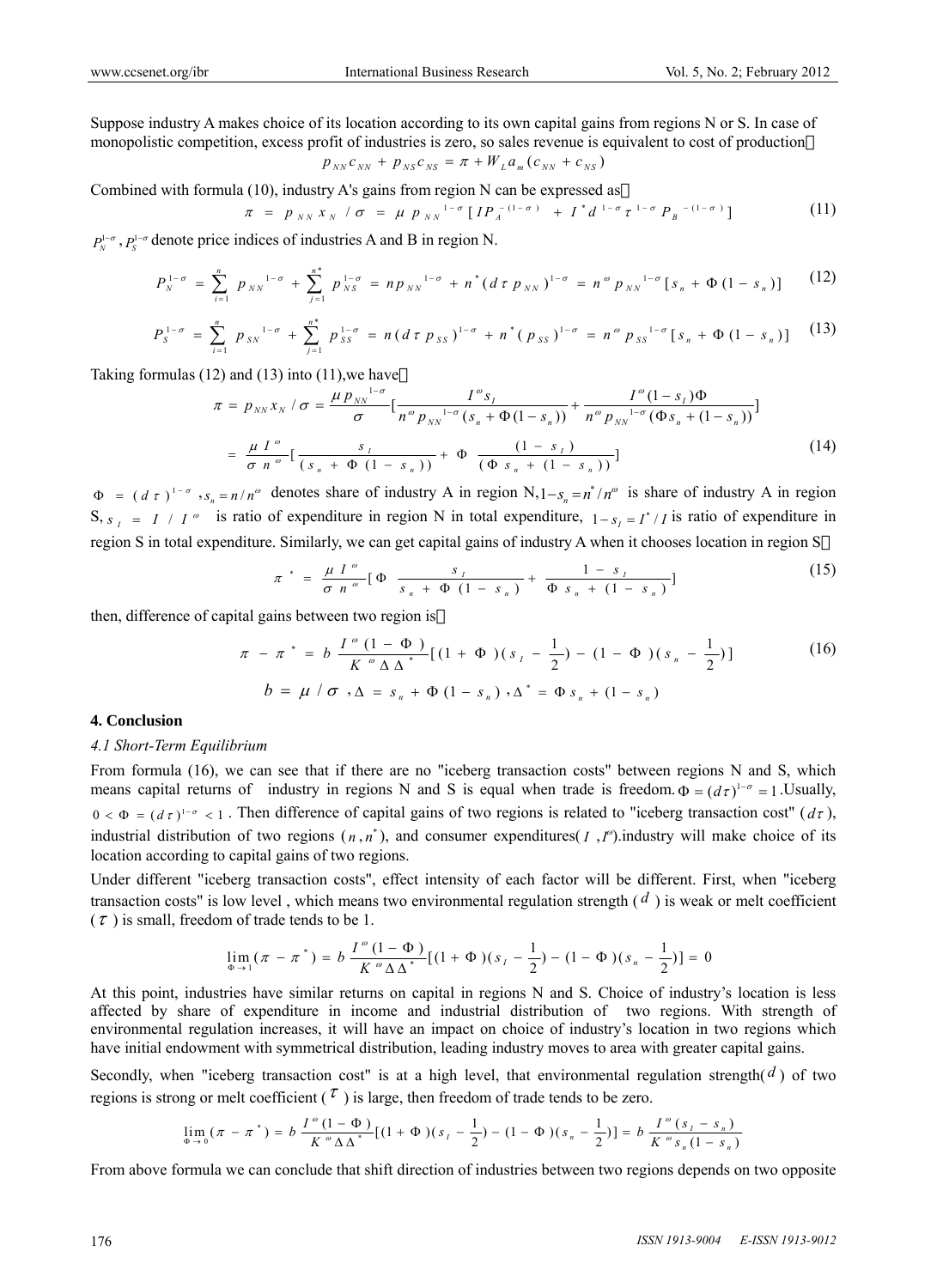Suppose industry A makes choice of its location according to its own capital gains from regions N or S. In case of monopolistic competition, excess profit of industries is zero, so sales revenue is equivalent to cost of production：

$$p_{NN}c_{NN} + p_{NS}c_{NS} = \pi + W_L a_m (c_{NN} + c_{NS})$$

Combined with formula (10), industry A's gains from region N can be expressed as：

$$\pi = p_{NN} x_N / \sigma = \mu p_{NN}^{1-\sigma} [ I P_A^{-(1-\sigma)} + I^* d^{1-\sigma} \tau^{1-\sigma} P_B^{-(1-\sigma)} ] \tag{11}$$

$P_N^{1-\sigma}, P_S^{1-\sigma}$ denote price indices of industries A and B in region N.

$$P_N^{1-\sigma} = \sum_{i=1}^{n} p_{NN}^{1-\sigma} + \sum_{j=1}^{n^*} p_{NS}^{1-\sigma} = n p_{NN}^{1-\sigma} + n^* (d\tau p_{NN})^{1-\sigma} = n^{\omega} p_{NN}^{1-\sigma} [s_n + \Phi(1-s_n)] \tag{12}$$

$$P_S^{1-\sigma} = \sum_{i=1}^{n} p_{SN}^{1-\sigma} + \sum_{j=1}^{n^*} p_{SS}^{1-\sigma} = n (d\tau p_{SS})^{1-\sigma} + n^* (p_{SS})^{1-\sigma} = n^{\omega} p_{SS}^{1-\sigma} [s_n + \Phi(1-s_n)] \tag{13}$$

Taking formulas (12) and (13) into (11),we have：

$$\pi = p_{NN} x_N / \sigma = \frac{\mu p_{NN}^{1-\sigma}}{\sigma} \left[ \frac{I^{\omega} s_I}{n^{\omega} p_{NN}^{1-\sigma} (s_n + \Phi(1-s_n))} + \frac{I^{\omega} (1-s_I)\Phi}{n^{\omega} p_{NN}^{1-\sigma} (\Phi s_n + (1-s_n))} \right]$$

$$= \frac{\mu I^{\omega}}{\sigma n^{\omega}} \left[ \frac{s_I}{(s_n + \Phi(1-s_n))} + \Phi \frac{(1-s_I)}{(\Phi s_n + (1-s_n))} \right] \tag{14}$$

$\Phi = (d\tau)^{1-\sigma}$ ,$s_n = n/n^{\omega}$ denotes share of industry A in region N,$1-s_n = n^*/n^{\omega}$ is share of industry A in region S, $s_I = I / I^{\omega}$ is ratio of expenditure in region N in total expenditure, $1-s_I = I^*/I$ is ratio of expenditure in region S in total expenditure. Similarly, we can get capital gains of industry A when it chooses location in region S：

$$\pi^* = \frac{\mu I^{\omega}}{\sigma n^{\omega}} \left[ \Phi \frac{s_I}{s_n + \Phi(1-s_n)} + \frac{1-s_I}{\Phi s_n + (1-s_n)} \right] \tag{15}$$

then, difference of capital gains between two region is：

$$\pi - \pi^* = b \frac{I^{\omega}(1-\Phi)}{K^{\omega} \Delta \Delta^*} \left[ (1+\Phi)(s_I - \frac{1}{2}) - (1-\Phi)(s_n - \frac{1}{2}) \right] \tag{16}$$

$$b = \mu / \sigma \ , \Delta = s_n + \Phi(1-s_n) \ , \Delta^* = \Phi s_n + (1-s_n)$$

## 4. Conclusion

### *4.1 Short-Term Equilibrium*

From formula (16), we can see that if there are no "iceberg transaction costs" between regions N and S, which means capital returns of industry in regions N and S is equal when trade is freedom. $\Phi = (d\tau)^{1-\sigma} = 1$ .Usually, $0 < \Phi = (d\tau)^{1-\sigma} < 1$ . Then difference of capital gains of two regions is related to "iceberg transaction cost" ($d\tau$), industrial distribution of two regions ($n, n^*$), and consumer expenditures( $I$ ,$I^{\omega}$).industry will make choice of its location according to capital gains of two regions.

Under different "iceberg transaction costs", effect intensity of each factor will be different. First, when "iceberg transaction costs" is low level , which means two environmental regulation strength ($d$) is weak or melt coefficient ($\tau$) is small, freedom of trade tends to be 1.

$$\lim_{\Phi \to 1} (\pi - \pi^*) = b \frac{I^{\omega}(1-\Phi)}{K^{\omega} \Delta \Delta^*} \left[ (1+\Phi)(s_I - \frac{1}{2}) - (1-\Phi)(s_n - \frac{1}{2}) \right] = 0$$

At this point, industries have similar returns on capital in regions N and S. Choice of industry's location is less affected by share of expenditure in income and industrial distribution of two regions. With strength of environmental regulation increases, it will have an impact on choice of industry's location in two regions which have initial endowment with symmetrical distribution, leading industry moves to area with greater capital gains.

Secondly, when "iceberg transaction cost" is at a high level, that environmental regulation strength($d$) of two regions is strong or melt coefficient ($\tau$) is large, then freedom of trade tends to be zero.

$$\lim_{\Phi \to 0} (\pi - \pi^*) = b \frac{I^{\omega}(1-\Phi)}{K^{\omega} \Delta \Delta^*} \left[ (1+\Phi)(s_I - \frac{1}{2}) - (1-\Phi)(s_n - \frac{1}{2}) \right] = b \frac{I^{\omega}(s_I - s_n)}{K^{\omega} s_n (1-s_n)}$$

From above formula we can conclude that shift direction of industries between two regions depends on two opposite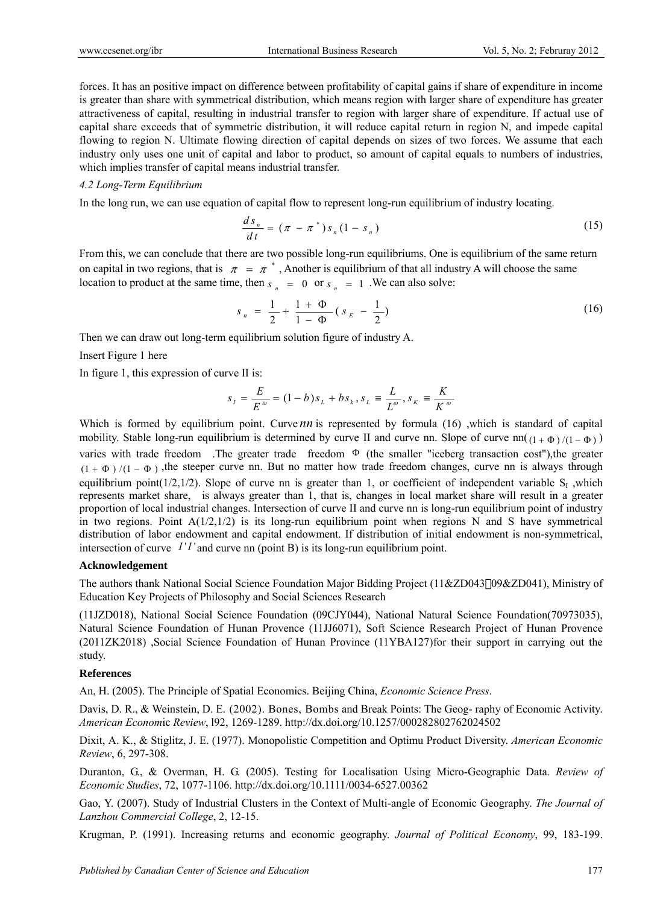forces. It has an positive impact on difference between profitability of capital gains if share of expenditure in income is greater than share with symmetrical distribution, which means region with larger share of expenditure has greater attractiveness of capital, resulting in industrial transfer to region with larger share of expenditure. If actual use of capital share exceeds that of symmetric distribution, it will reduce capital return in region N, and impede capital flowing to region N. Ultimate flowing direction of capital depends on sizes of two forces. We assume that each industry only uses one unit of capital and labor to product, so amount of capital equals to numbers of industries, which implies transfer of capital means industrial transfer.

### *4.2 Long-Term Equilibrium*

In the long run, we can use equation of capital flow to represent long-run equilibrium of industry locating.

$$\frac{ds_n}{dt} = (\pi - \pi^*) s_n (1 - s_n) \tag{15}$$

From this, we can conclude that there are two possible long-run equilibriums. One is equilibrium of the same return on capital in two regions, that is $\pi = \pi^*$, Another is equilibrium of that all industry A will choose the same location to product at the same time, then $s_n = 0$ or $s_n = 1$. We can also solve:

$$s_n = \frac{1}{2} + \frac{1 + \Phi}{1 - \Phi}(s_E - \frac{1}{2}) \tag{16}$$

Then we can draw out long-term equilibrium solution figure of industry A.

Insert Figure 1 here

In figure 1, this expression of curve II is:

$$s_I = \frac{E}{E^{\omega}} = (1-b)s_L + bs_k, s_L \equiv \frac{L}{L^{\omega}}, s_K \equiv \frac{K}{K^{\omega}}$$

Which is formed by equilibrium point. Curve $nn$ is represented by formula (16) ,which is standard of capital mobility. Stable long-run equilibrium is determined by curve II and curve nn. Slope of curve nn( $(1+\Phi)/(1-\Phi)$ ) varies with trade freedom .The greater trade freedom $\Phi$ (the smaller "iceberg transaction cost"),the greater $(1+\Phi)/(1-\Phi)$ ,the steeper curve nn. But no matter how trade freedom changes, curve nn is always through equilibrium point(1/2,1/2). Slope of curve nn is greater than 1, or coefficient of independent variable $S_I$ ,which represents market share, is always greater than 1, that is, changes in local market share will result in a greater proportion of local industrial changes. Intersection of curve II and curve nn is long-run equilibrium point of industry in two regions. Point A(1/2,1/2) is its long-run equilibrium point when regions N and S have symmetrical distribution of labor endowment and capital endowment. If distribution of initial endowment is non-symmetrical, intersection of curve $I'I'$ and curve nn (point B) is its long-run equilibrium point.

**Acknowledgement**

The authors thank National Social Science Foundation Major Bidding Project (11&ZD043、09&ZD041), Ministry of Education Key Projects of Philosophy and Social Sciences Research

(11JZD018), National Social Science Foundation (09CJY044), National Natural Science Foundation(70973035), Natural Science Foundation of Hunan Provence (11JJ6071), Soft Science Research Project of Hunan Provence (2011ZK2018) ,Social Science Foundation of Hunan Province (11YBA127)for their support in carrying out the study.

**References**

An, H. (2005). The Principle of Spatial Economics. Beijing China, *Economic Science Press*.

Davis, D. R., & Weinstein, D. E. (2002). Bones, Bombs and Break Points: The Geog- raphy of Economic Activity. *American Economic Review*, l92, 1269-1289. http://dx.doi.org/10.1257/000282802762024502

Dixit, A. K., & Stiglitz, J. E. (1977). Monopolistic Competition and Optimu Product Diversity. *American Economic Review*, 6, 297-308.

Duranton, G., & Overman, H. G. (2005). Testing for Localisation Using Micro-Geographic Data. *Review of Economic Studies*, 72, 1077-1106. http://dx.doi.org/10.1111/0034-6527.00362

Gao, Y. (2007). Study of Industrial Clusters in the Context of Multi-angle of Economic Geography. *The Journal of Lanzhou Commercial College*, 2, 12-15.

Krugman, P. (1991). Increasing returns and economic geography. *Journal of Political Economy*, 99, 183-199.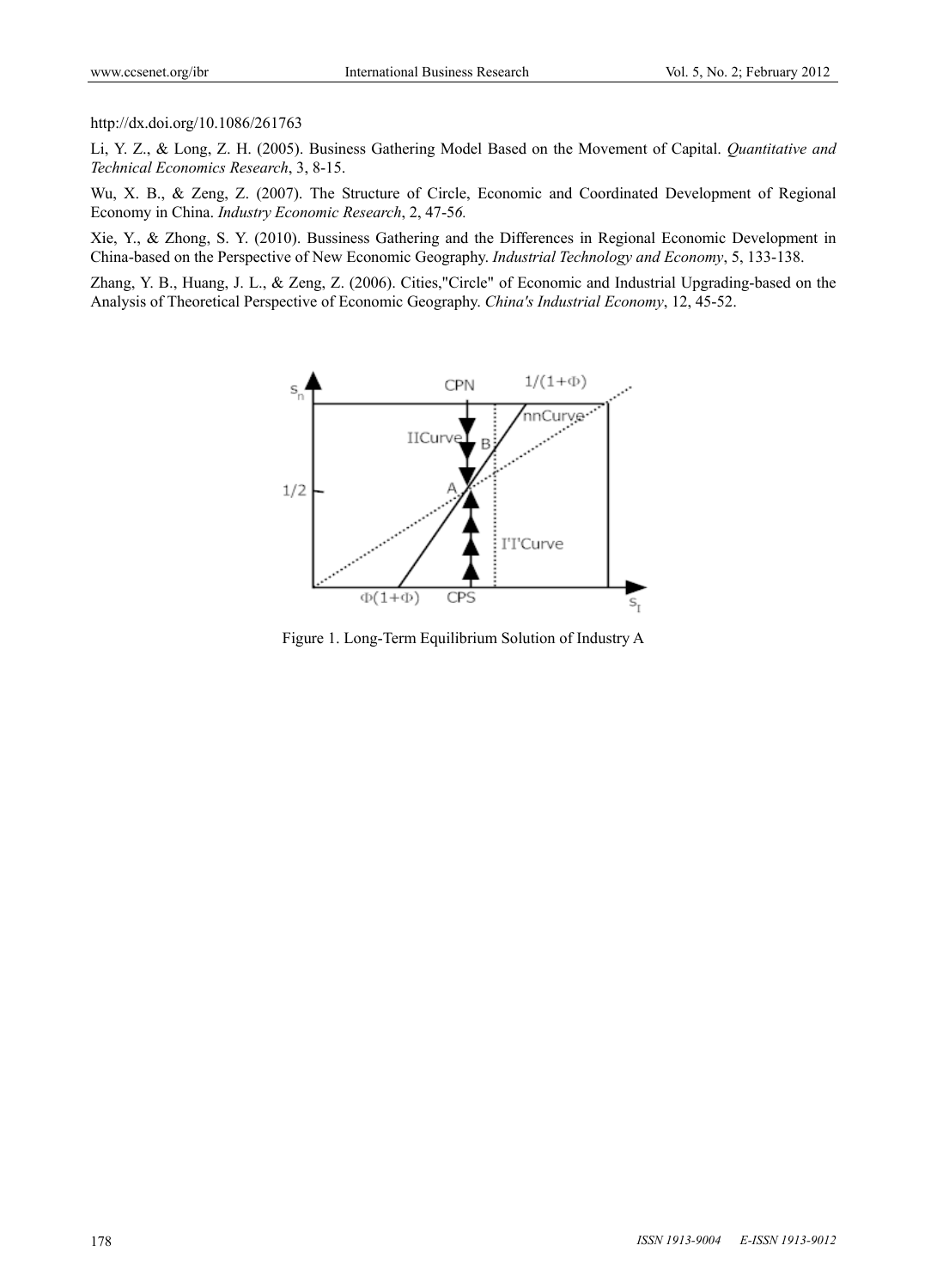http://dx.doi.org/10.1086/261763

Li, Y. Z., & Long, Z. H. (2005). Business Gathering Model Based on the Movement of Capital. *Quantitative and Technical Economics Research*, 3, 8-15.

Wu, X. B., & Zeng, Z. (2007). The Structure of Circle, Economic and Coordinated Development of Regional Economy in China. *Industry Economic Research*, 2, 47-56.

Xie, Y., & Zhong, S. Y. (2010). Bussiness Gathering and the Differences in Regional Economic Development in China-based on the Perspective of New Economic Geography. *Industrial Technology and Economy*, 5, 133-138.

Zhang, Y. B., Huang, J. L., & Zeng, Z. (2006). Cities,"Circle" of Economic and Industrial Upgrading-based on the Analysis of Theoretical Perspective of Economic Geography. *China's Industrial Economy*, 12, 45-52.

$s_n$

CPN

$1/(1+\Phi)$

nnCurve

IICurve

B

1/2

A

I'I'Curve

$\Phi(1+\Phi)$

CPS

$s_I$

Figure 1. Long-Term Equilibrium Solution of Industry A